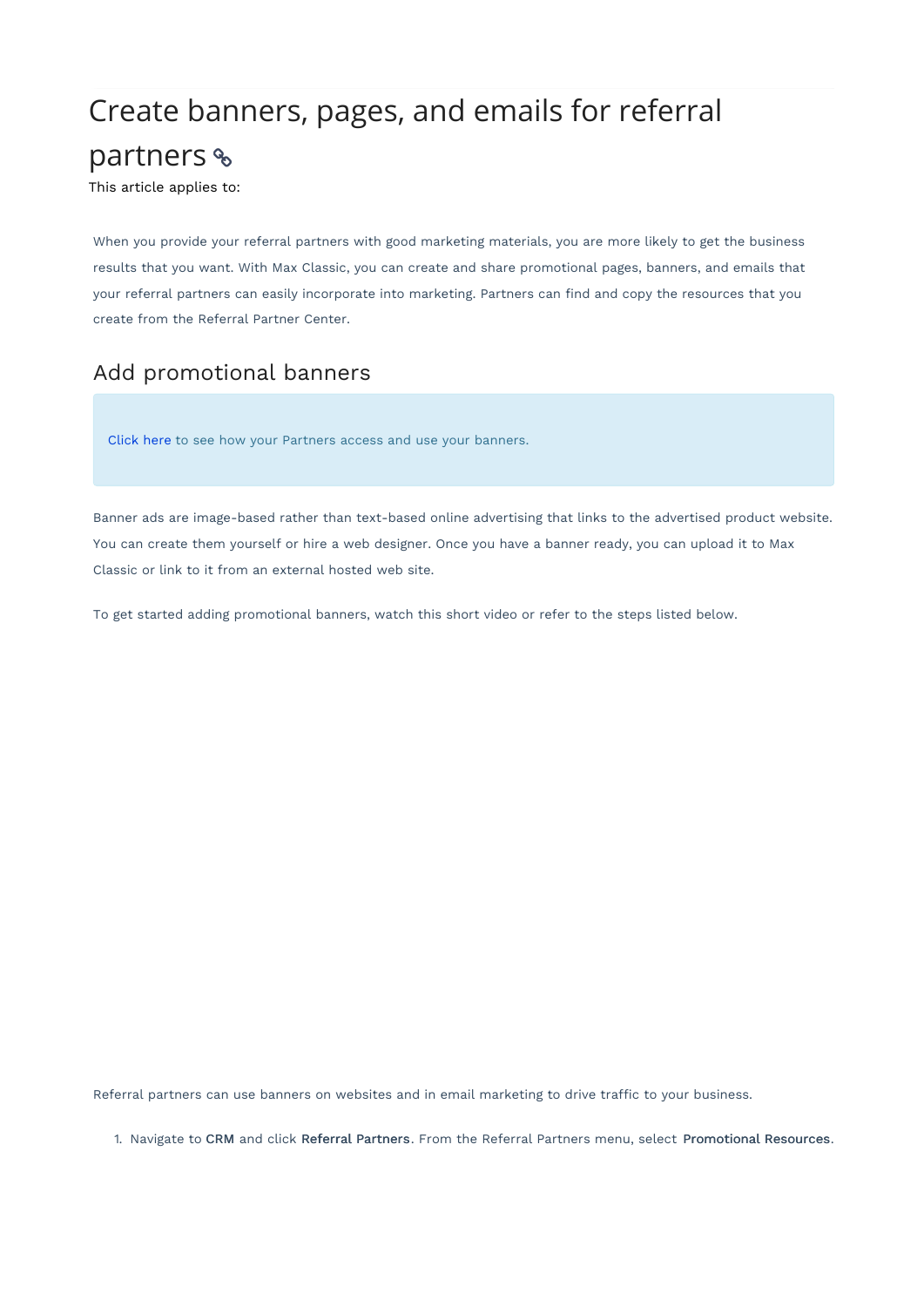# Create banners, pages, and emails for referral partners

This article applies to:

When you provide your referral partners with good marketing materials, you are more likely to get the business results that you want. With Max Classic, you can create and share promotional pages, banners, and emails that your referral partners can easily incorporate into marketing. Partners can find and copy the resources that you create from the Referral Partner Center.

## Add promotional banners

Click here to see how your Partners access and use your banners.

Banner ads are image-based rather than text-based online advertising that links to the advertised product website. You can create them yourself or hire a web designer. Once you have a banner ready, you can upload it to Max Classic or link to it from an external hosted web site.

To get started adding promotional banners, watch this short video or refer to the steps listed below.

Referral partners can use banners on websites and in email marketing to drive traffic to your business.

1. Navigate to **CRM** and click **Referral Partners**. From the Referral Partners menu, select **Promotional Resources**.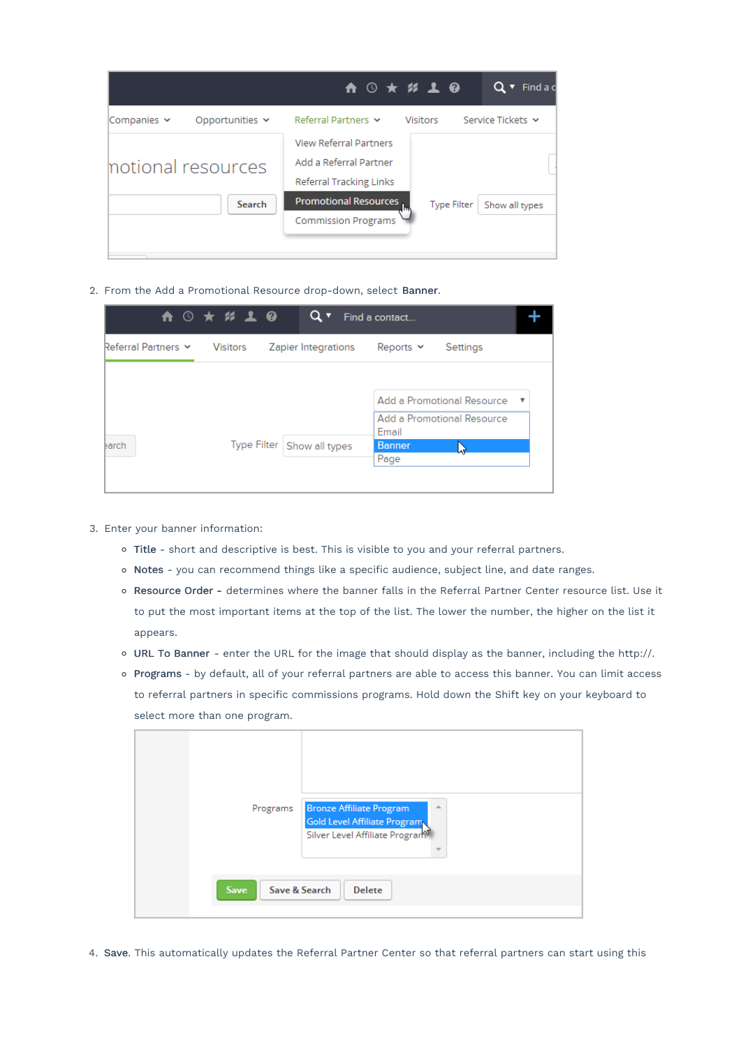2. From the Add a Promotional Resource drop-down, select **Banner**.

3. Enter your banner information:
   - **Title** - short and descriptive is best. This is visible to you and your referral partners.
   - **Notes** - you can recommend things like a specific audience, subject line, and date ranges.
   - **Resource Order -** determines where the banner falls in the Referral Partner Center resource list. Use it to put the most important items at the top of the list. The lower the number, the higher on the list it appears.
   - **URL To Banner** - enter the URL for the image that should display as the banner, including the http://.
   - **Programs** - by default, all of your referral partners are able to access this banner. You can limit access to referral partners in specific commissions programs. Hold down the Shift key on your keyboard to select more than one program.

4. **Save.** This automatically updates the Referral Partner Center so that referral partners can start using this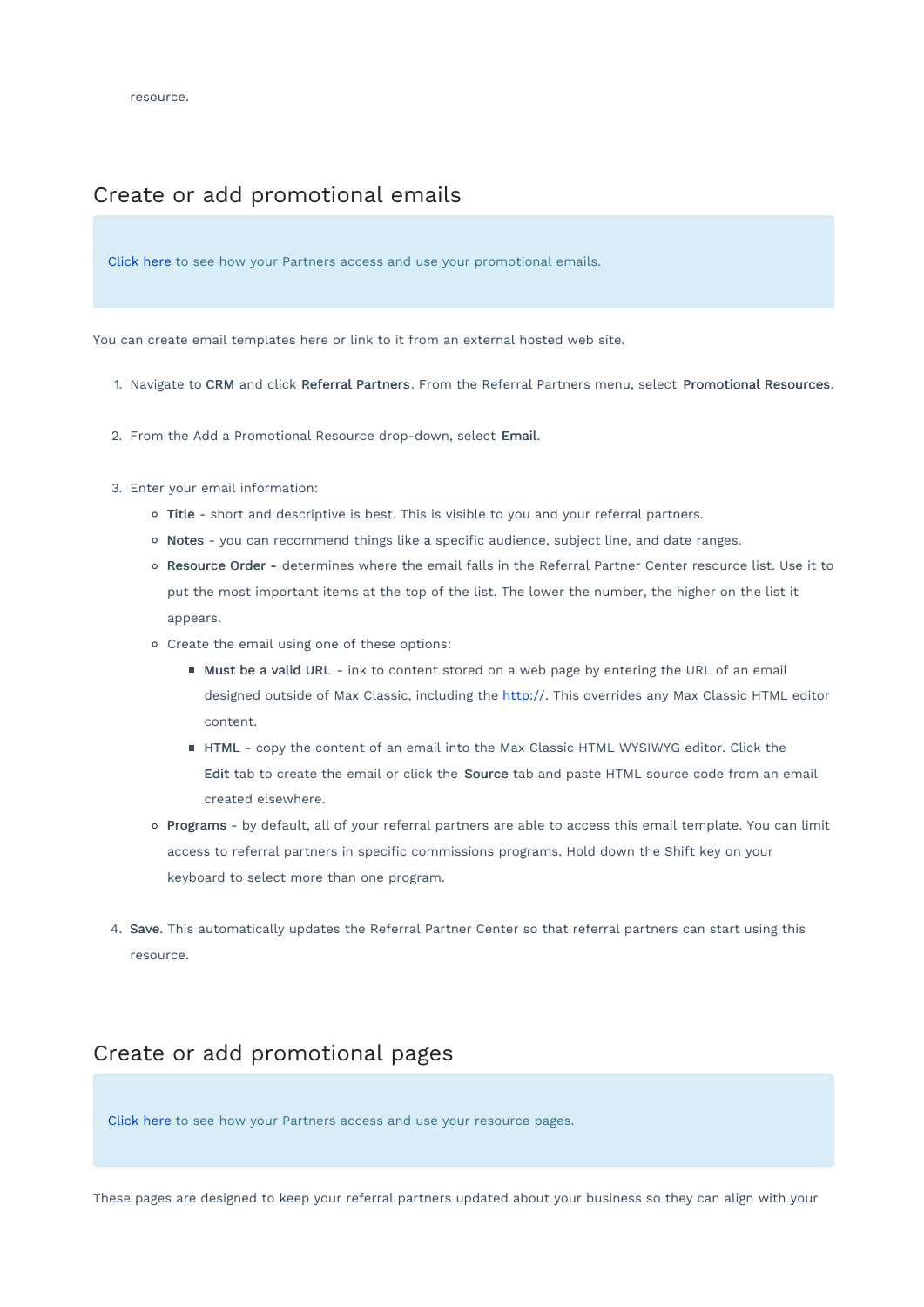resource.

## Create or add promotional emails

> Click here to see how your Partners access and use your promotional emails.

You can create email templates here or link to it from an external hosted web site.

1. Navigate to **CRM** and click **Referral Partners**. From the Referral Partners menu, select **Promotional Resources**.
2. From the Add a Promotional Resource drop-down, select **Email**.
3. Enter your email information:
    - **Title** - short and descriptive is best. This is visible to you and your referral partners.
    - **Notes** - you can recommend things like a specific audience, subject line, and date ranges.
    - **Resource Order -** determines where the email falls in the Referral Partner Center resource list. Use it to put the most important items at the top of the list. The lower the number, the higher on the list it appears.
    - Create the email using one of these options:
        - **Must be a valid URL** - ink to content stored on a web page by entering the URL of an email designed outside of Max Classic, including the http://. This overrides any Max Classic HTML editor content.
        - **HTML** - copy the content of an email into the Max Classic HTML WYSIWYG editor. Click the **Edit** tab to create the email or click the **Source** tab and paste HTML source code from an email created elsewhere.
    - **Programs** - by default, all of your referral partners are able to access this email template. You can limit access to referral partners in specific commissions programs. Hold down the Shift key on your keyboard to select more than one program.
4. **Save**. This automatically updates the Referral Partner Center so that referral partners can start using this resource.

## Create or add promotional pages

> Click here to see how your Partners access and use your resource pages.

These pages are designed to keep your referral partners updated about your business so they can align with your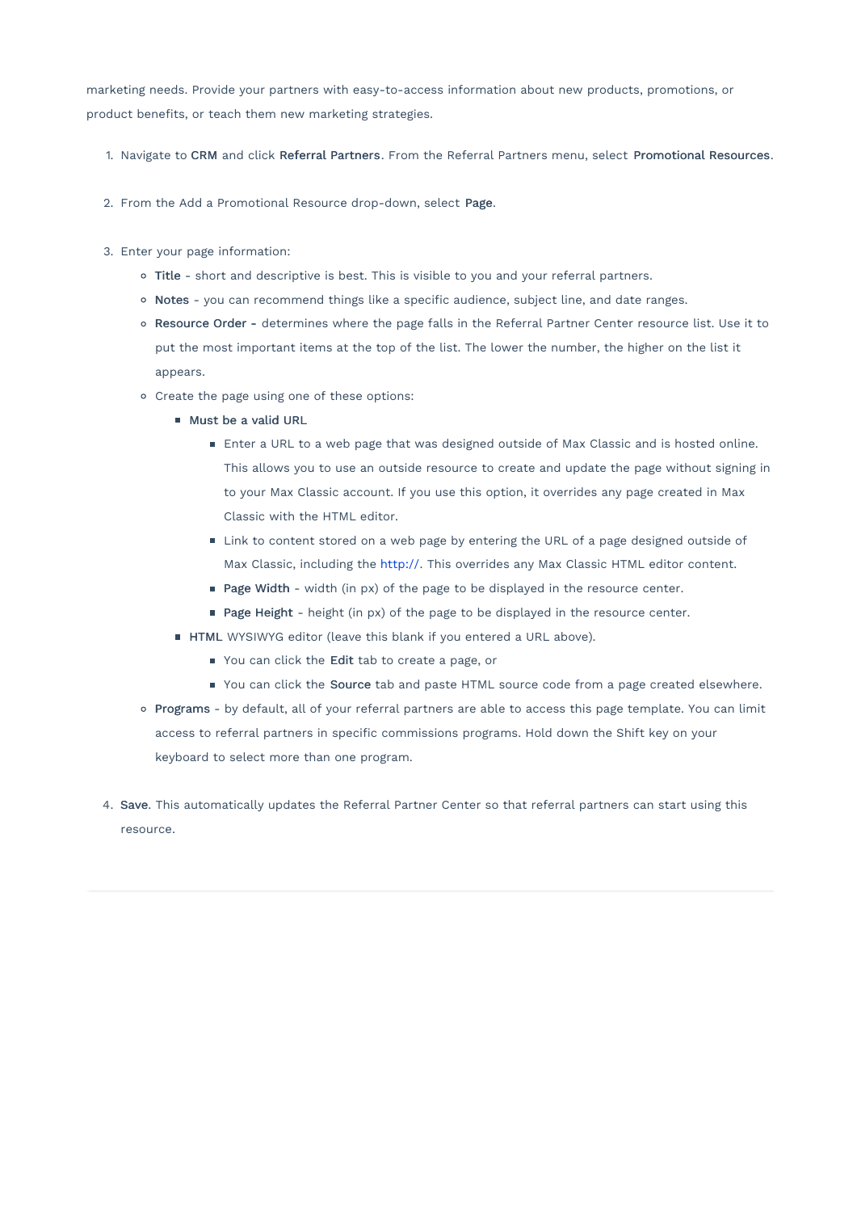marketing needs. Provide your partners with easy-to-access information about new products, promotions, or product benefits, or teach them new marketing strategies.

1. Navigate to **CRM** and click **Referral Partners**. From the Referral Partners menu, select **Promotional Resources**.

2. From the Add a Promotional Resource drop-down, select **Page**.

3. Enter your page information:
   - **Title** - short and descriptive is best. This is visible to you and your referral partners.
   - **Notes** - you can recommend things like a specific audience, subject line, and date ranges.
   - **Resource Order -** determines where the page falls in the Referral Partner Center resource list. Use it to put the most important items at the top of the list. The lower the number, the higher on the list it appears.
   - Create the page using one of these options:
     - **Must be a valid URL**
       - Enter a URL to a web page that was designed outside of Max Classic and is hosted online. This allows you to use an outside resource to create and update the page without signing in to your Max Classic account. If you use this option, it overrides any page created in Max Classic with the HTML editor.
       - Link to content stored on a web page by entering the URL of a page designed outside of Max Classic, including the http://. This overrides any Max Classic HTML editor content.
       - **Page Width** - width (in px) of the page to be displayed in the resource center.
       - **Page Height** - height (in px) of the page to be displayed in the resource center.
     - **HTML** WYSIWYG editor (leave this blank if you entered a URL above).
       - You can click the **Edit** tab to create a page, or
       - You can click the **Source** tab and paste HTML source code from a page created elsewhere.
   - **Programs** - by default, all of your referral partners are able to access this page template. You can limit access to referral partners in specific commissions programs. Hold down the Shift key on your keyboard to select more than one program.

4. **Save**. This automatically updates the Referral Partner Center so that referral partners can start using this resource.